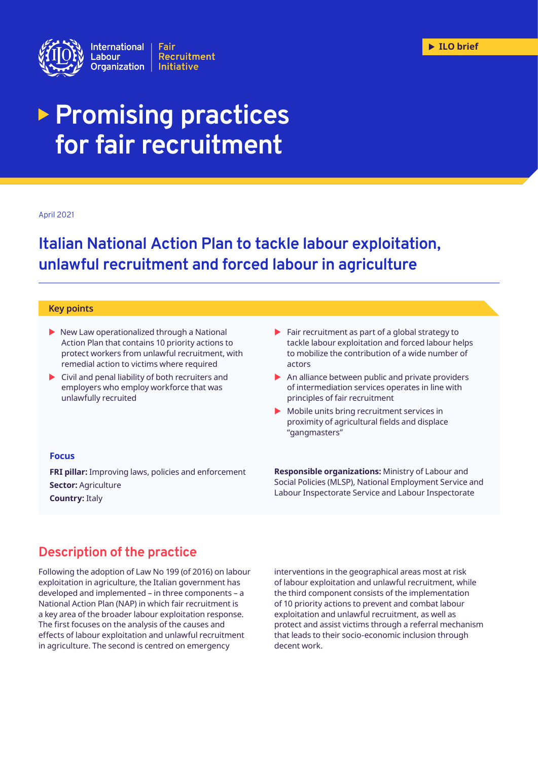International Labour Organization | Fair Recruitment Initiative

ILO brief

# Promising practices for fair recruitment

April 2021

## Italian National Action Plan to tackle labour exploitation, unlawful recruitment and forced labour in agriculture

### Key points

- New Law operationalized through a National Action Plan that contains 10 priority actions to protect workers from unlawful recruitment, with remedial action to victims where required
- Civil and penal liability of both recruiters and employers who employ workforce that was unlawfully recruited
- Fair recruitment as part of a global strategy to tackle labour exploitation and forced labour helps to mobilize the contribution of a wide number of actors
- An alliance between public and private providers of intermediation services operates in line with principles of fair recruitment
- Mobile units bring recruitment services in proximity of agricultural fields and displace "gangmasters"

### Focus

**FRI pillar:** Improving laws, policies and enforcement

**Sector:** Agriculture

**Country:** Italy

**Responsible organizations:** Ministry of Labour and Social Policies (MLSP), National Employment Service and Labour Inspectorate Service and Labour Inspectorate

## Description of the practice

Following the adoption of Law No 199 (of 2016) on labour exploitation in agriculture, the Italian government has developed and implemented – in three components – a National Action Plan (NAP) in which fair recruitment is a key area of the broader labour exploitation response. The first focuses on the analysis of the causes and effects of labour exploitation and unlawful recruitment in agriculture. The second is centred on emergency interventions in the geographical areas most at risk of labour exploitation and unlawful recruitment, while the third component consists of the implementation of 10 priority actions to prevent and combat labour exploitation and unlawful recruitment, as well as protect and assist victims through a referral mechanism that leads to their socio-economic inclusion through decent work.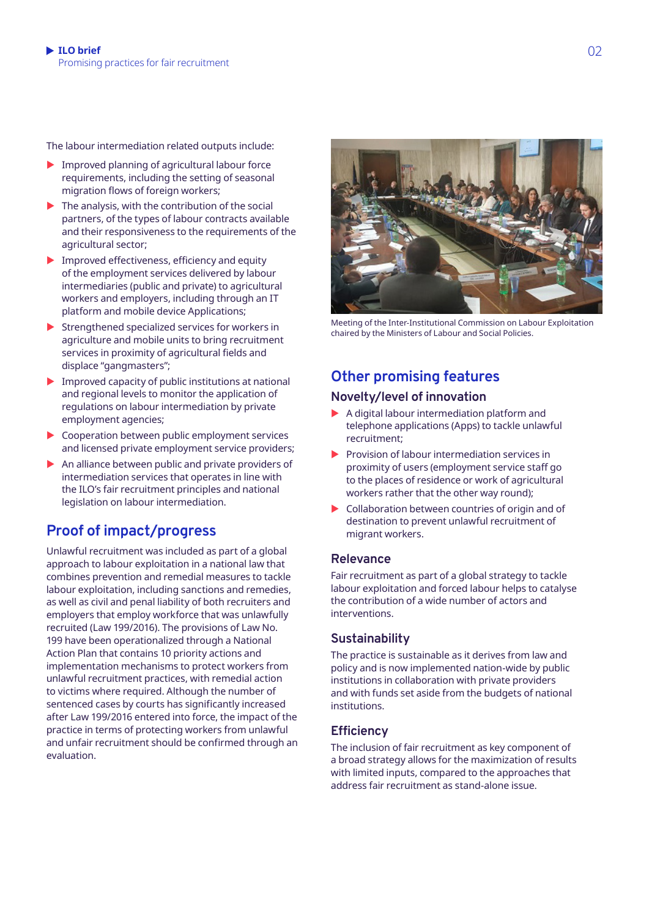The labour intermediation related outputs include:

- Improved planning of agricultural labour force requirements, including the setting of seasonal migration flows of foreign workers;
- The analysis, with the contribution of the social partners, of the types of labour contracts available and their responsiveness to the requirements of the agricultural sector;
- Improved effectiveness, efficiency and equity of the employment services delivered by labour intermediaries (public and private) to agricultural workers and employers, including through an IT platform and mobile device Applications;
- Strengthened specialized services for workers in agriculture and mobile units to bring recruitment services in proximity of agricultural fields and displace "gangmasters";
- Improved capacity of public institutions at national and regional levels to monitor the application of regulations on labour intermediation by private employment agencies;
- Cooperation between public employment services and licensed private employment service providers;
- An alliance between public and private providers of intermediation services that operates in line with the ILO's fair recruitment principles and national legislation on labour intermediation.

## Proof of impact/progress

Unlawful recruitment was included as part of a global approach to labour exploitation in a national law that combines prevention and remedial measures to tackle labour exploitation, including sanctions and remedies, as well as civil and penal liability of both recruiters and employers that employ workforce that was unlawfully recruited (Law 199/2016). The provisions of Law No. 199 have been operationalized through a National Action Plan that contains 10 priority actions and implementation mechanisms to protect workers from unlawful recruitment practices, with remedial action to victims where required. Although the number of sentenced cases by courts has significantly increased after Law 199/2016 entered into force, the impact of the practice in terms of protecting workers from unlawful and unfair recruitment should be confirmed through an evaluation.

Meeting of the Inter-Institutional Commission on Labour Exploitation chaired by the Ministers of Labour and Social Policies.

## Other promising features

### Novelty/level of innovation

- A digital labour intermediation platform and telephone applications (Apps) to tackle unlawful recruitment;
- Provision of labour intermediation services in proximity of users (employment service staff go to the places of residence or work of agricultural workers rather that the other way round);
- Collaboration between countries of origin and of destination to prevent unlawful recruitment of migrant workers.

### Relevance

Fair recruitment as part of a global strategy to tackle labour exploitation and forced labour helps to catalyse the contribution of a wide number of actors and interventions.

### Sustainability

The practice is sustainable as it derives from law and policy and is now implemented nation-wide by public institutions in collaboration with private providers and with funds set aside from the budgets of national institutions.

### Efficiency

The inclusion of fair recruitment as key component of a broad strategy allows for the maximization of results with limited inputs, compared to the approaches that address fair recruitment as stand-alone issue.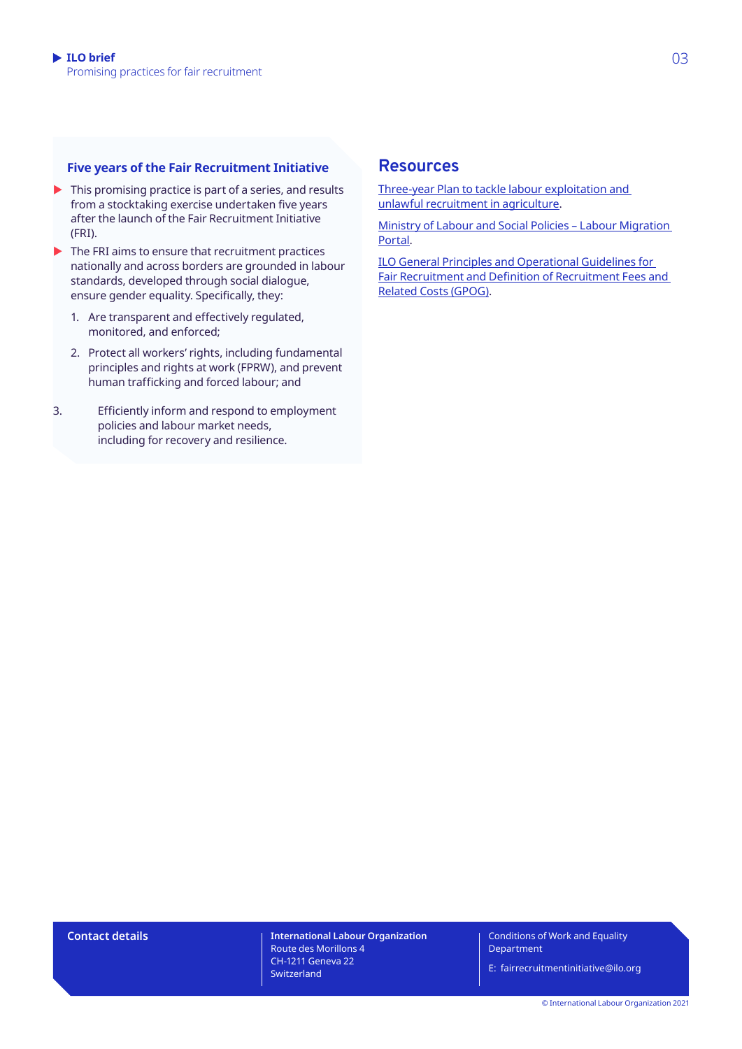### Five years of the Fair Recruitment Initiative

- This promising practice is part of a series, and results from a stocktaking exercise undertaken five years after the launch of the Fair Recruitment Initiative (FRI).
- The FRI aims to ensure that recruitment practices nationally and across borders are grounded in labour standards, developed through social dialogue, ensure gender equality. Specifically, they:

1. Are transparent and effectively regulated, monitored, and enforced;
2. Protect all workers' rights, including fundamental principles and rights at work (FPRW), and prevent human trafficking and forced labour; and
3. Efficiently inform and respond to employment policies and labour market needs, including for recovery and resilience.

## Resources

Three-year Plan to tackle labour exploitation and unlawful recruitment in agriculture.

Ministry of Labour and Social Policies – Labour Migration Portal.

ILO General Principles and Operational Guidelines for Fair Recruitment and Definition of Recruitment Fees and Related Costs (GPOG).

**Contact details**

**International Labour Organization**
Route des Morillons 4
CH-1211 Geneva 22
Switzerland

Conditions of Work and Equality Department

E: fairrecruitmentinitiative@ilo.org

© International Labour Organization 2021